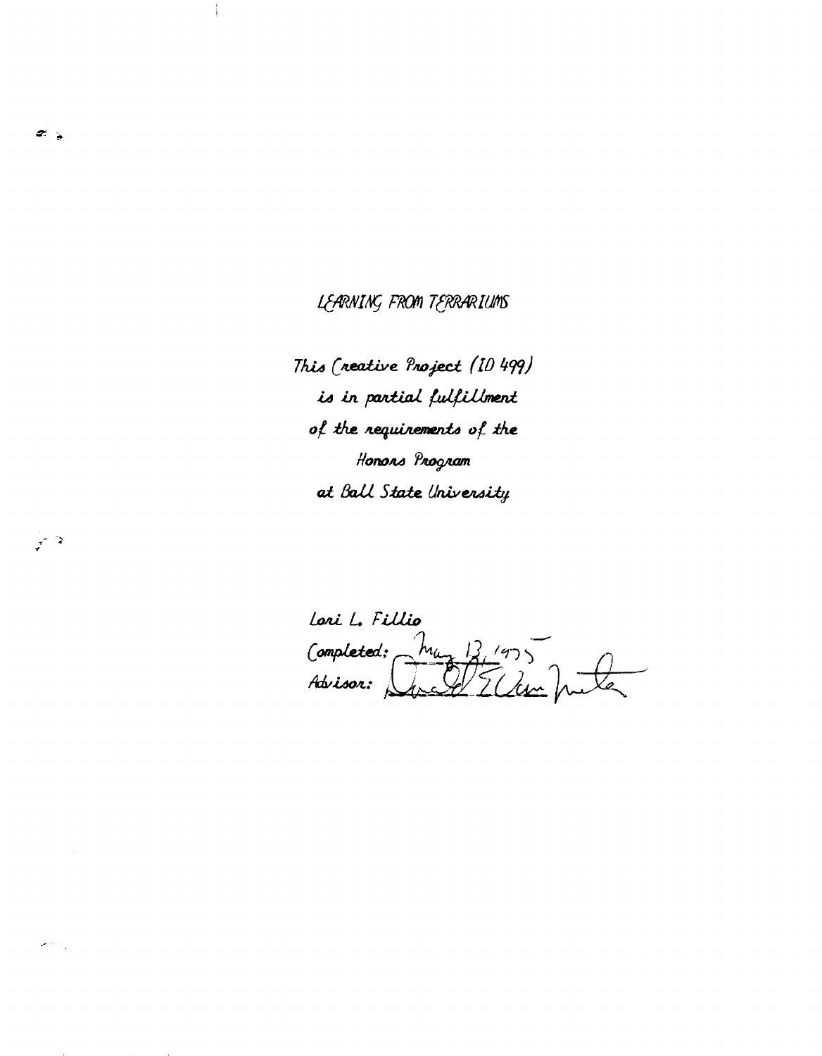# LEARNING FROM TERRARIUMS

*This Creative Project (ID 499)*
*is in partial fulfillment*
*of the requirements of the*
*Honors Program*
*at Ball State University*

*Lori L. Fillio*
*Completed:* May 13, 1975
*Advisor:*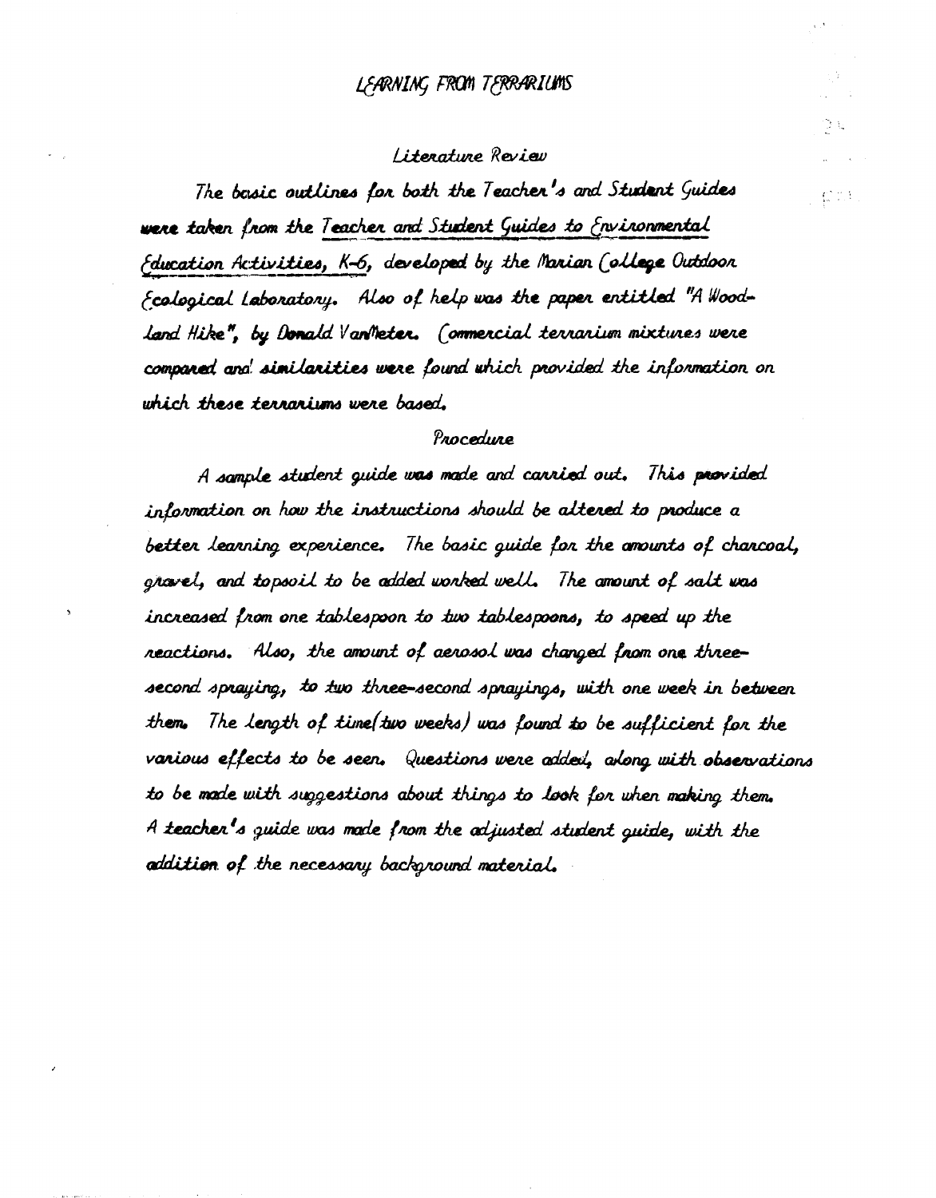# LEARNING FROM TERRARIUMS

## Literature Review

The basic outlines for both the Teacher's and Student Guides were taken from the Teacher and Student Guides to Environmental Education Activities, K-6, developed by the Marian College Outdoor Ecological Laboratory. Also of help was the paper entitled "A Woodland Hike", by Donald VanMeter. Commercial terrarium mixtures were compared and similarities were found which provided the information on which these terrariums were based.

## Procedure

A sample student guide was made and carried out. This provided information on how the instructions should be altered to produce a better learning experience. The basic guide for the amounts of charcoal, gravel, and topsoil to be added worked well. The amount of salt was increased from one tablespoon to two tablespoons, to speed up the reactions. Also, the amount of aerosol was changed from one three-second spraying, to two three-second sprayings, with one week in between them. The length of time (two weeks) was found to be sufficient for the various effects to be seen. Questions were added, along with observations to be made with suggestions about things to look for when making them. A teacher's guide was made from the adjusted student guide, with the addition of the necessary background material.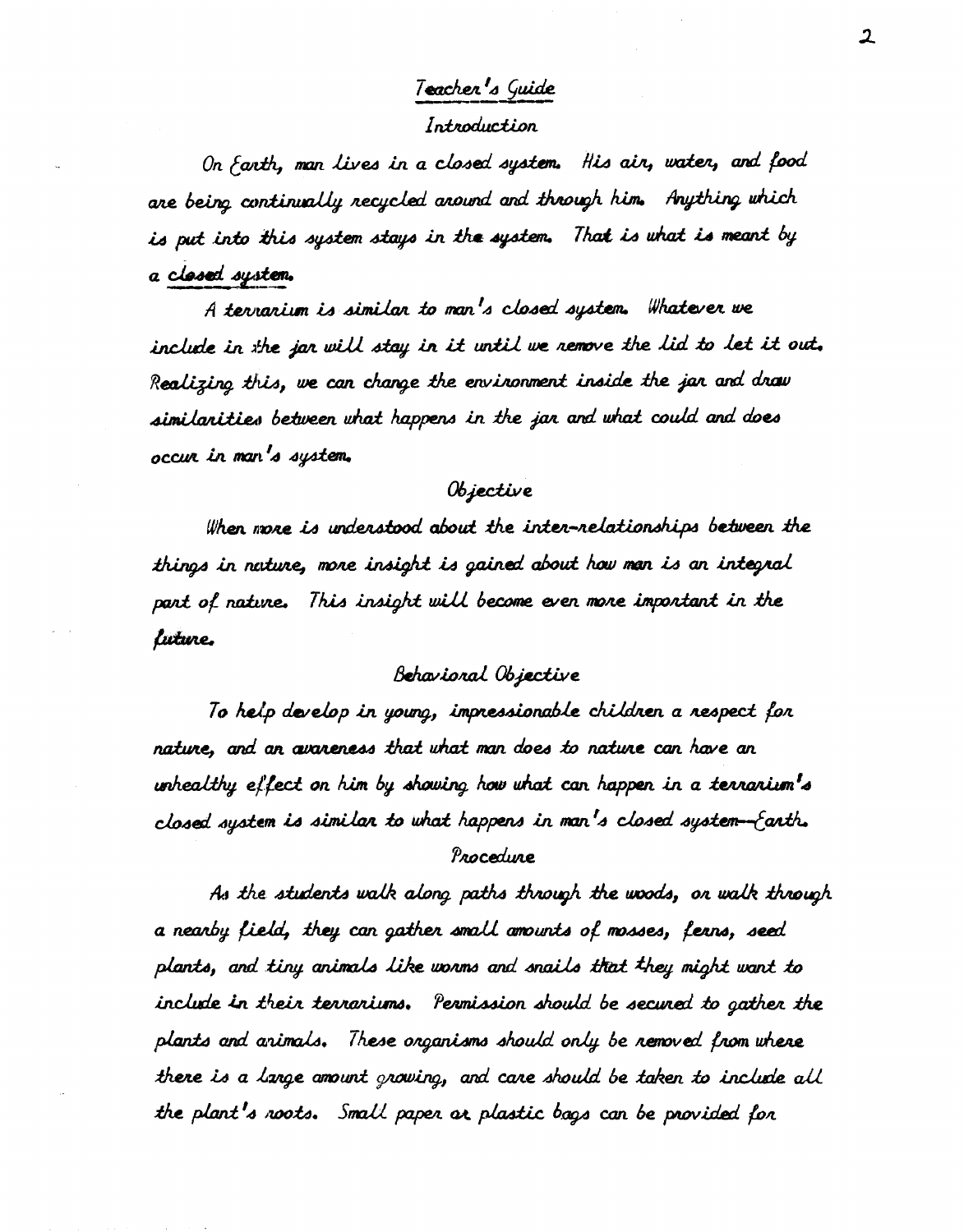# Teacher's Guide

## Introduction

On Earth, man lives in a closed system. His air, water, and food are being continually recycled around and through him. Anything which is put into this system stays in the system. That is what is meant by a closed system.

A terrarium is similar to man's closed system. Whatever we include in the jar will stay in it until we remove the lid to let it out. Realizing this, we can change the environment inside the jar and draw similarities between what happens in the jar and what could and does occur in man's system.

## Objective

When more is understood about the inter-relationships between the things in nature, more insight is gained about how man is an integral part of nature. This insight will become even more important in the future.

## Behavioral Objective

To help develop in young, impressionable children a respect for nature, and an awareness that what man does to nature can have an unhealthy effect on him by showing how what can happen in a terrarium's closed system is similar to what happens in man's closed system--Earth.

## Procedure

As the students walk along paths through the woods, or walk through a nearby field, they can gather small amounts of mosses, ferns, seed plants, and tiny animals like worms and snails that they might want to include in their terrariums. Permission should be secured to gather the plants and animals. These organisms should only be removed from where there is a large amount growing, and care should be taken to include all the plant's roots. Small paper or plastic bags can be provided for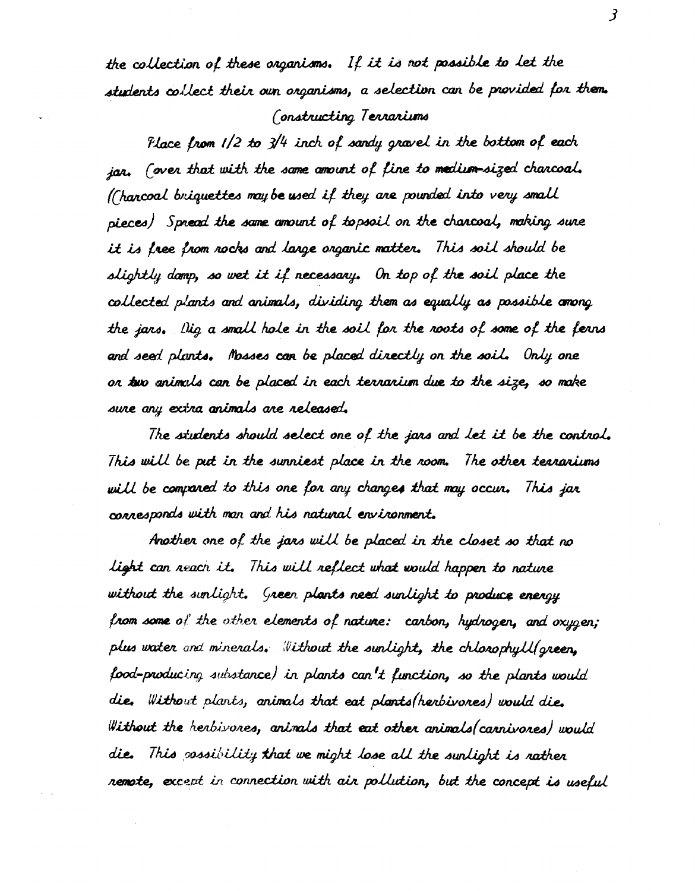the collection of these organisms. If it is not possible to let the students collect their own organisms, a selection can be provided for them.

## Constructing Terrariums

Place from 1/2 to 3/4 inch of sandy gravel in the bottom of each jar. Cover that with the same amount of fine to medium-sized charcoal. (Charcoal briquettes may be used if they are pounded into very small pieces) Spread the same amount of topsoil on the charcoal, making sure it is free from rocks and large organic matter. This soil should be slightly damp, so wet it if necessary. On top of the soil place the collected plants and animals, dividing them as equally as possible among the jars. Dig a small hole in the soil for the roots of some of the ferns and seed plants. Mosses can be placed directly on the soil. Only one or two animals can be placed in each terrarium due to the size, so make sure any extra animals are released.

The students should select one of the jars and let it be the control. This will be put in the sunniest place in the room. The other terrariums will be compared to this one for any changes that may occur. This jar corresponds with man and his natural environment.

Another one of the jars will be placed in the closet so that no light can reach it. This will reflect what would happen to nature without the sunlight. Green plants need sunlight to produce energy from some of the other elements of nature: carbon, hydrogen, and oxygen; plus water and minerals. Without the sunlight, the chlorophyll(green, food-producing substance) in plants can't function, so the plants would die. Without plants, animals that eat plants(herbivores) would die. Without the herbivores, animals that eat other animals(carnivores) would die. This possibility that we might lose all the sunlight is rather remote, except in connection with air pollution, but the concept is useful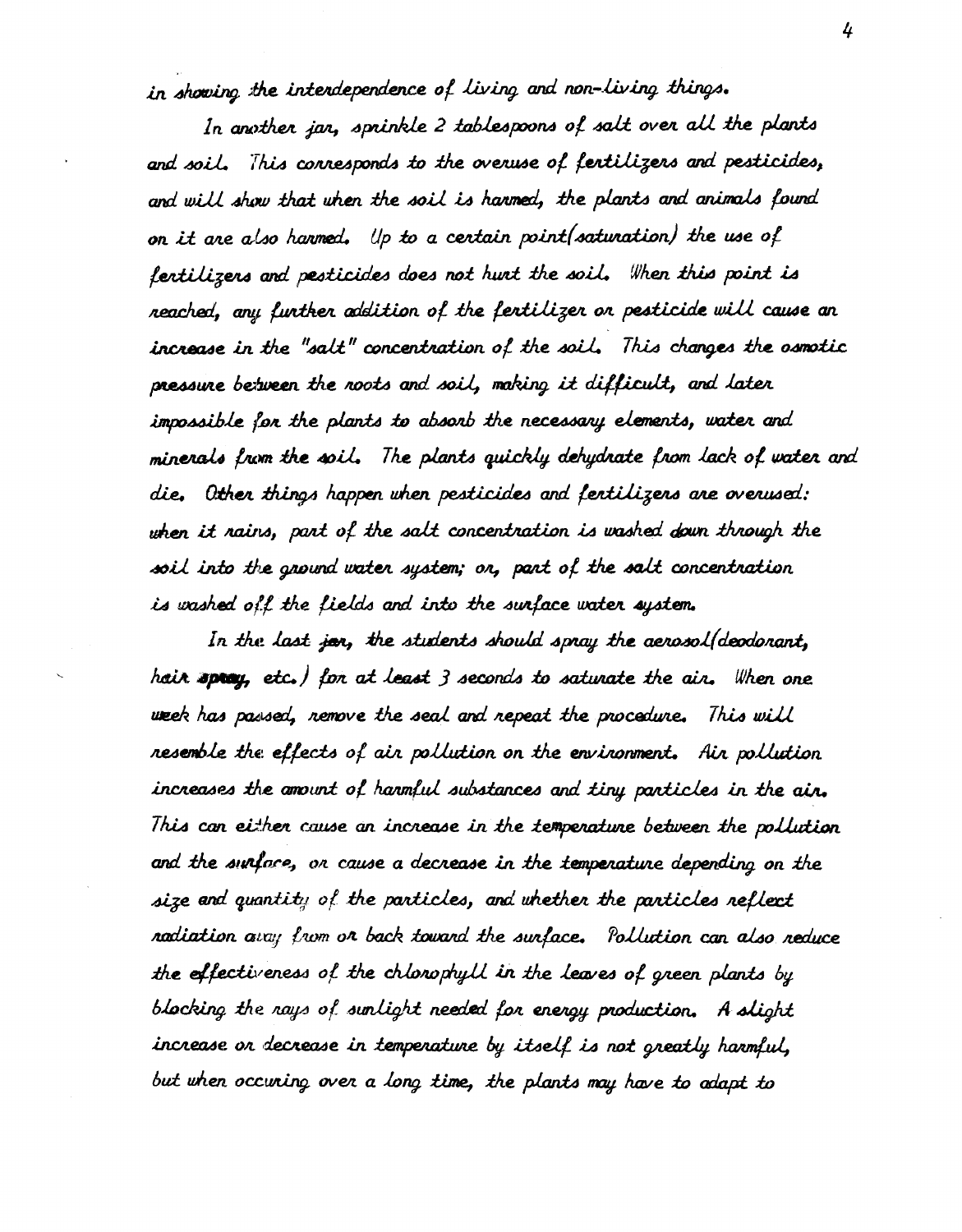in showing the interdependence of living and non-living things.

In another jar, sprinkle 2 tablespoons of salt over all the plants and soil. This corresponds to the overuse of fertilizers and pesticides, and will show that when the soil is harmed, the plants and animals found on it are also harmed. Up to a certain point(saturation) the use of fertilizers and pesticides does not hurt the soil. When this point is reached, any further addition of the fertilizer or pesticide will cause an increase in the "salt" concentration of the soil. This changes the osmotic pressure between the roots and soil, making it difficult, and later impossible for the plants to absorb the necessary elements, water and minerals from the soil. The plants quickly dehydrate from lack of water and die. Other things happen when pesticides and fertilizers are overused: when it rains, part of the salt concentration is washed down through the soil into the ground water system; or, part of the salt concentration is washed off the fields and into the surface water system.

In the last jar, the students should spray the aerosol(deodorant, hair spray, etc.) for at least 3 seconds to saturate the air. When one week has passed, remove the seal and repeat the procedure. This will resemble the effects of air pollution on the environment. Air pollution increases the amount of harmful substances and tiny particles in the air. This can either cause an increase in the temperature between the pollution and the surface, or cause a decrease in the temperature depending on the size and quantity of the particles, and whether the particles reflect radiation away from or back toward the surface. Pollution can also reduce the effectiveness of the chlorophyll in the leaves of green plants by blocking the rays of sunlight needed for energy production. A slight increase or decrease in temperature by itself is not greatly harmful, but when occuring over a long time, the plants may have to adapt to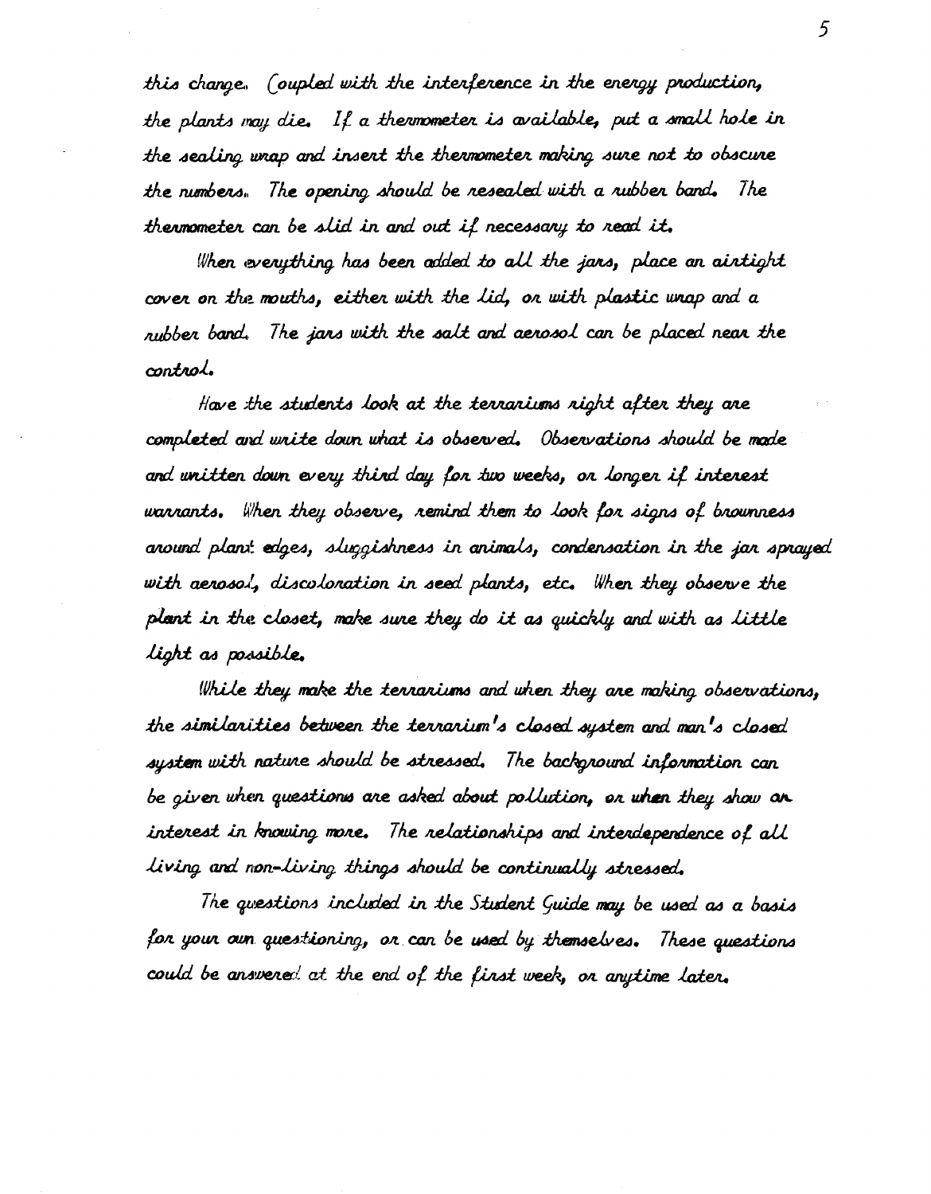this change. Coupled with the interference in the energy production, the plants may die. If a thermometer is available, put a small hole in the sealing wrap and insert the thermometer making sure not to obscure the numbers. The opening should be resealed with a rubber band. The thermometer can be slid in and out if necessary to read it.

When everything has been added to all the jars, place an airtight cover on the mouths, either with the lid, or with plastic wrap and a rubber band. The jars with the salt and aerosol can be placed near the control.

Have the students look at the terrariums right after they are completed and write down what is observed. Observations should be made and written down every third day for two weeks, or longer if interest warrants. When they observe, remind them to look for signs of brownness around plant edges, sluggishness in animals, condensation in the jar sprayed with aerosol, discoloration in seed plants, etc. When they observe the plant in the closet, make sure they do it as quickly and with as little light as possible.

While they make the terrariums and when they are making observations, the similarities between the terrarium's closed system and man's closed system with nature should be stressed. The background information can be given when questions are asked about pollution, or when they show an interest in knowing more. The relationships and interdependence of all living and non-living things should be continually stressed.

The questions included in the Student Guide may be used as a basis for your own questioning, or can be used by themselves. These questions could be answered at the end of the first week, or anytime later.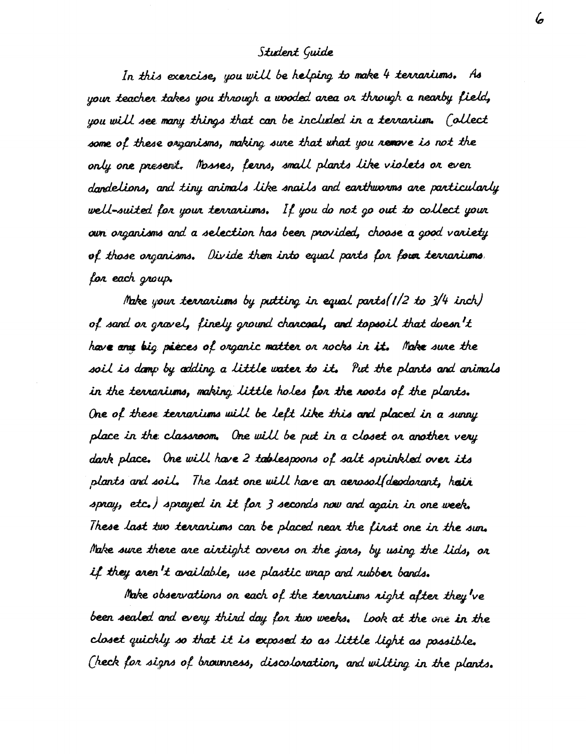## Student Guide

In this exercise, you will be helping to make 4 terrariums. As your teacher takes you through a wooded area or through a nearby field, you will see many things that can be included in a terrarium. Collect some of these organisms, making sure that what you remove is not the only one present. Mosses, ferns, small plants like violets or even dandelions, and tiny animals like snails and earthworms are particularly well-suited for your terrariums. If you do not go out to collect your own organisms and a selection has been provided, choose a good variety of those organisms. Divide them into equal parts for four terrariums for each group.

Make your terrariums by putting in equal parts (1/2 to 3/4 inch) of sand or gravel, finely ground charcoal, and topsoil that doesn't have any big pieces of organic matter or rocks in it. Make sure the soil is damp by adding a little water to it. Put the plants and animals in the terrariums, making little holes for the roots of the plants. One of these terrariums will be left like this and placed in a sunny place in the classroom. One will be put in a closet or another very dark place. One will have 2 tablespoons of salt sprinkled over its plants and soil. The last one will have an aerosol (deodorant, hair spray, etc.) sprayed in it for 3 seconds now and again in one week. These last two terrariums can be placed near the first one in the sun. Make sure there are airtight covers on the jars, by using the lids, or if they aren't available, use plastic wrap and rubber bands.

Make observations on each of the terrariums right after they've been sealed and every third day for two weeks. Look at the one in the closet quickly so that it is exposed to as little light as possible. Check for signs of brownness, discoloration, and wilting in the plants.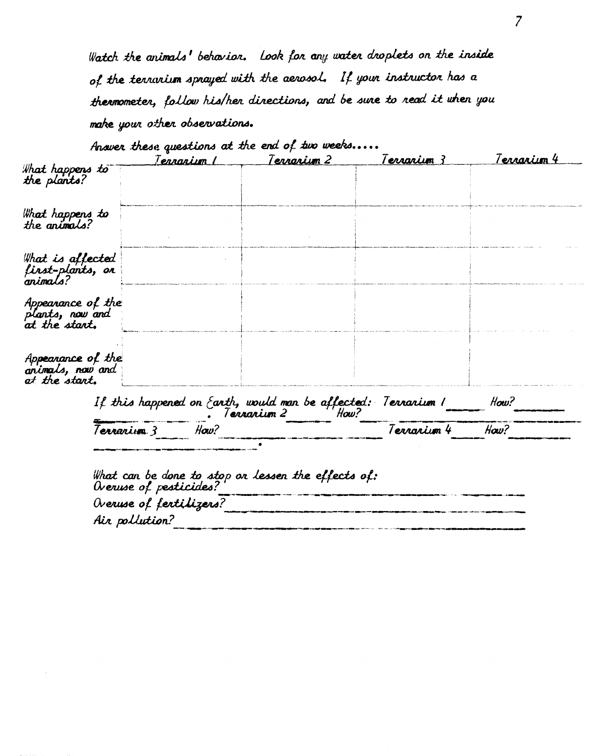Watch the animals' behavior. Look for any water droplets on the inside of the terrarium sprayed with the aerosol. If your instructor has a thermometer, follow his/her directions, and be sure to read it when you make your other observations.

Answer these questions at the end of two weeks.....

| | Terrarium 1 | Terrarium 2 | Terrarium 3 | Terrarium 4 |
|---|---|---|---|---|
| What happens to the plants? | | | | |
| What happens to the animals? | | | | |
| What is affected first-plants, or animals? | | | | |
| Appearance of the plants, now and at the start. | | | | |
| Appearance of the animals, now and at the start. | | | | |

If this happened on Earth, would man be affected: Terrarium 1 _____ How? __________ . Terrarium 2 _____ How? __________

Terrarium 3 _____ How? __________ Terrarium 4 _____ How? __________ .

What can be done to stop or lessen the effects of:

Overuse of pesticides? __________

Overuse of fertilizers? __________

Air pollution? __________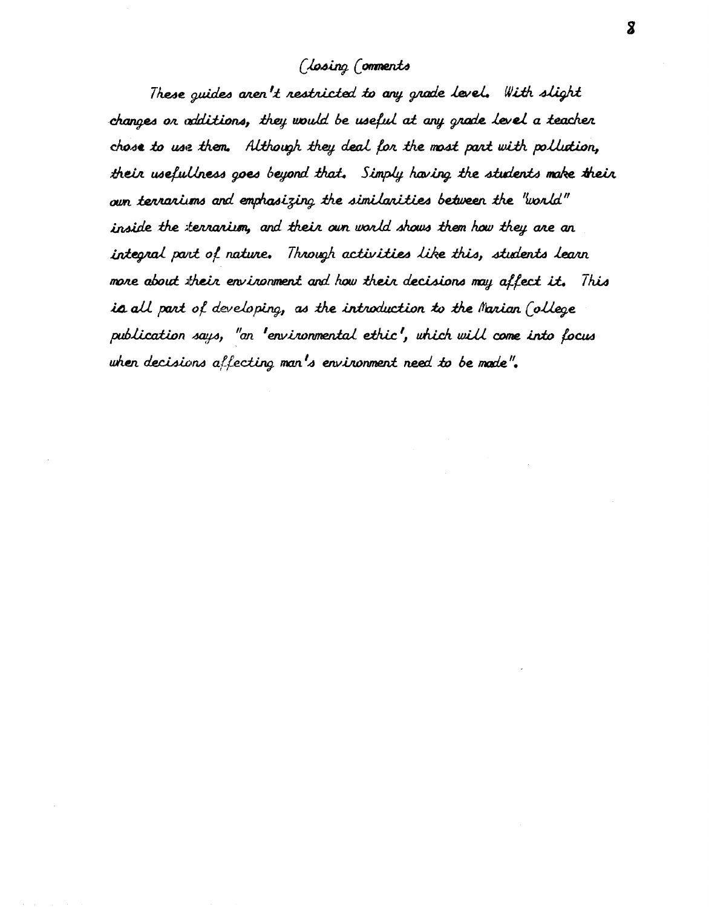## Closing Comments

These guides aren't restricted to any grade level. With slight changes or additions, they would be useful at any grade level a teacher chose to use them. Although they deal for the most part with pollution, their usefulness goes beyond that. Simply having the students make their own terrariums and emphasizing the similarities between the "world" inside the terrarium, and their own world shows them how they are an integral part of nature. Through activities like this, students learn more about their environment and how their decisions may affect it. This is all part of developing, as the introduction to the Marian College publication says, "an 'environmental ethic', which will come into focus when decisions affecting man's environment need to be made".